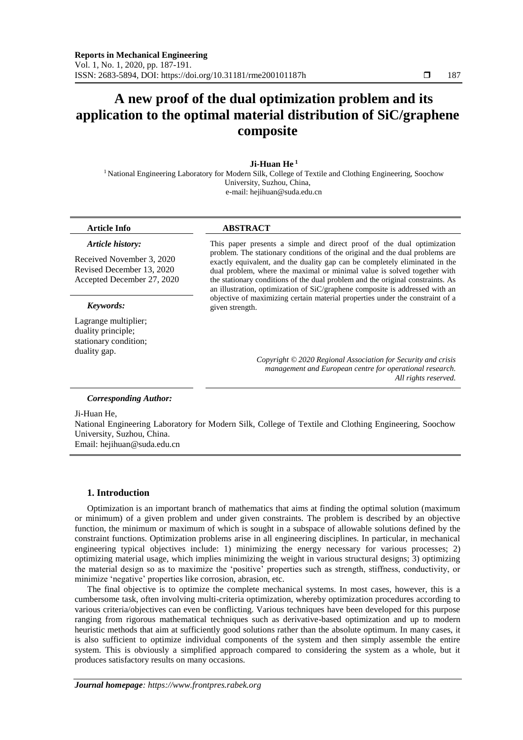# A new proof of the dual optimization problem and its application to the optimal material distribution of SiC/graphene composite

**Ji-Huan He [1]**

[1] National Engineering Laboratory for Modern Silk, College of Textile and Clothing Engineering, Soochow University, Suzhou, China,
e-mail: hejihuan@suda.edu.cn

**Article Info**

*Article history:*

Received November 3, 2020
Revised December 13, 2020
Accepted December 27, 2020

*Keywords:*

Lagrange multiplier;
duality principle;
stationary condition;
duality gap.

**ABSTRACT**

This paper presents a simple and direct proof of the dual optimization problem. The stationary conditions of the original and the dual problems are exactly equivalent, and the duality gap can be completely eliminated in the dual problem, where the maximal or minimal value is solved together with the stationary conditions of the dual problem and the original constraints. As an illustration, optimization of SiC/graphene composite is addressed with an objective of maximizing certain material properties under the constraint of a given strength.

*Copyright © 2020 Regional Association for Security and crisis management and European centre for operational research. All rights reserved.*

*Corresponding Author:*

Ji-Huan He,
National Engineering Laboratory for Modern Silk, College of Textile and Clothing Engineering, Soochow University, Suzhou, China.
Email: hejihuan@suda.edu.cn

## 1. Introduction

Optimization is an important branch of mathematics that aims at finding the optimal solution (maximum or minimum) of a given problem and under given constraints. The problem is described by an objective function, the minimum or maximum of which is sought in a subspace of allowable solutions defined by the constraint functions. Optimization problems arise in all engineering disciplines. In particular, in mechanical engineering typical objectives include: 1) minimizing the energy necessary for various processes; 2) optimizing material usage, which implies minimizing the weight in various structural designs; 3) optimizing the material design so as to maximize the 'positive' properties such as strength, stiffness, conductivity, or minimize 'negative' properties like corrosion, abrasion, etc.

The final objective is to optimize the complete mechanical systems. In most cases, however, this is a cumbersome task, often involving multi-criteria optimization, whereby optimization procedures according to various criteria/objectives can even be conflicting. Various techniques have been developed for this purpose ranging from rigorous mathematical techniques such as derivative-based optimization and up to modern heuristic methods that aim at sufficiently good solutions rather than the absolute optimum. In many cases, it is also sufficient to optimize individual components of the system and then simply assemble the entire system. This is obviously a simplified approach compared to considering the system as a whole, but it produces satisfactory results on many occasions.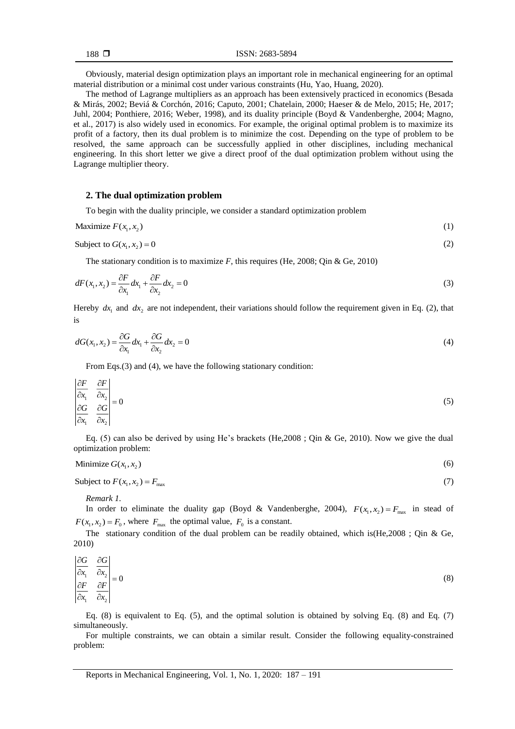Obviously, material design optimization plays an important role in mechanical engineering for an optimal material distribution or a minimal cost under various constraints (Hu, Yao, Huang, 2020).

The method of Lagrange multipliers as an approach has been extensively practiced in economics (Besada & Mirás, 2002; Beviá & Corchón, 2016; Caputo, 2001; Chatelain, 2000; Haeser & de Melo, 2015; He, 2017; Juhl, 2004; Ponthiere, 2016; Weber, 1998), and its duality principle (Boyd & Vandenberghe, 2004; Magno, et al., 2017) is also widely used in economics. For example, the original optimal problem is to maximize its profit of a factory, then its dual problem is to minimize the cost. Depending on the type of problem to be resolved, the same approach can be successfully applied in other disciplines, including mechanical engineering. In this short letter we give a direct proof of the dual optimization problem without using the Lagrange multiplier theory.

## 2. The dual optimization problem

To begin with the duality principle, we consider a standard optimization problem

$$\text{Maximize } F(x_1, x_2) \tag{1}$$

$$\text{Subject to } G(x_1, x_2) = 0 \tag{2}$$

The stationary condition is to maximize *F*, this requires (He, 2008; Qin & Ge, 2010)

$$dF(x_1, x_2) = \frac{\partial F}{\partial x_1} dx_1 + \frac{\partial F}{\partial x_2} dx_2 = 0 \tag{3}$$

Hereby $dx_1$ and $dx_2$ are not independent, their variations should follow the requirement given in Eq. (2), that is

$$dG(x_1, x_2) = \frac{\partial G}{\partial x_1} dx_1 + \frac{\partial G}{\partial x_2} dx_2 = 0 \tag{4}$$

From Eqs.(3) and (4), we have the following stationary condition:

$$\begin{vmatrix} \dfrac{\partial F}{\partial x_1} & \dfrac{\partial F}{\partial x_2} \\ \dfrac{\partial G}{\partial x_1} & \dfrac{\partial G}{\partial x_2} \end{vmatrix} = 0 \tag{5}$$

Eq. (5) can also be derived by using He's brackets (He,2008 ; Qin & Ge, 2010). Now we give the dual optimization problem:

$$\text{Minimize } G(x_1, x_2) \tag{6}$$

$$\text{Subject to } F(x_1, x_2) = F_{\max} \tag{7}$$

*Remark 1.*

In order to eliminate the duality gap (Boyd & Vandenberghe, 2004), $F(x_1, x_2) = F_{\max}$ in stead of $F(x_1, x_2) = F_0$, where $F_{\max}$ the optimal value, $F_0$ is a constant.

The stationary condition of the dual problem can be readily obtained, which is(He,2008 ; Qin & Ge, 2010)

$$\begin{vmatrix} \dfrac{\partial G}{\partial x_1} & \dfrac{\partial G}{\partial x_2} \\ \dfrac{\partial F}{\partial x_1} & \dfrac{\partial F}{\partial x_2} \end{vmatrix} = 0 \tag{8}$$

Eq. (8) is equivalent to Eq. (5), and the optimal solution is obtained by solving Eq. (8) and Eq. (7) simultaneously.

For multiple constraints, we can obtain a similar result. Consider the following equality-constrained problem: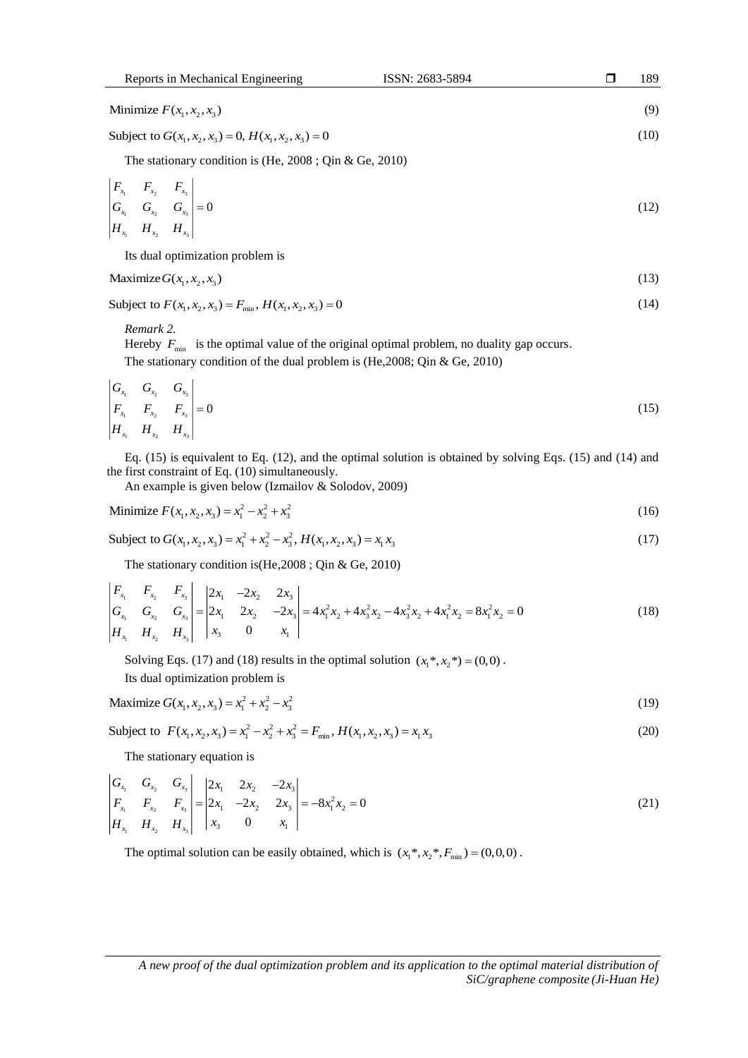$$\text{Minimize } F(x_1, x_2, x_3) \tag{9}$$

$$\text{Subject to } G(x_1, x_2, x_3) = 0,\ H(x_1, x_2, x_3) = 0 \tag{10}$$

The stationary condition is (He, 2008 ; Qin & Ge, 2010)

$$\begin{vmatrix} F_{x_1} & F_{x_2} & F_{x_3} \\ G_{x_1} & G_{x_2} & G_{x_3} \\ H_{x_1} & H_{x_2} & H_{x_3} \end{vmatrix} = 0 \tag{12}$$

Its dual optimization problem is

$$\text{Maximize } G(x_1, x_2, x_3) \tag{13}$$

$$\text{Subject to } F(x_1, x_2, x_3) = F_{\min},\ H(x_1, x_2, x_3) = 0 \tag{14}$$

*Remark 2.*

Hereby $F_{\min}$ is the optimal value of the original optimal problem, no duality gap occurs.

The stationary condition of the dual problem is (He,2008; Qin & Ge, 2010)

$$\begin{vmatrix} G_{x_1} & G_{x_2} & G_{x_3} \\ F_{x_1} & F_{x_2} & F_{x_3} \\ H_{x_1} & H_{x_2} & H_{x_3} \end{vmatrix} = 0 \tag{15}$$

Eq. (15) is equivalent to Eq. (12), and the optimal solution is obtained by solving Eqs. (15) and (14) and the first constraint of Eq. (10) simultaneously.

An example is given below (Izmailov & Solodov, 2009)

$$\text{Minimize } F(x_1, x_2, x_3) = x_1^2 - x_2^2 + x_3^2 \tag{16}$$

$$\text{Subject to } G(x_1, x_2, x_3) = x_1^2 + x_2^2 - x_3^2,\ H(x_1, x_2, x_3) = x_1 x_3 \tag{17}$$

The stationary condition is(He,2008 ; Qin & Ge, 2010)

$$\begin{vmatrix} F_{x_1} & F_{x_2} & F_{x_3} \\ G_{x_1} & G_{x_2} & G_{x_3} \\ H_{x_1} & H_{x_2} & H_{x_3} \end{vmatrix} = \begin{vmatrix} 2x_1 & -2x_2 & 2x_3 \\ 2x_1 & 2x_2 & -2x_3 \\ x_3 & 0 & x_1 \end{vmatrix} = 4x_1^2 x_2 + 4x_3^2 x_2 - 4x_3^2 x_2 + 4x_1^2 x_2 = 8x_1^2 x_2 = 0 \tag{18}$$

Solving Eqs. (17) and (18) results in the optimal solution $(x_1^*, x_2^*) = (0, 0)$.

Its dual optimization problem is

$$\text{Maximize } G(x_1, x_2, x_3) = x_1^2 + x_2^2 - x_3^2 \tag{19}$$

$$\text{Subject to } F(x_1, x_2, x_3) = x_1^2 - x_2^2 + x_3^2 = F_{\min},\ H(x_1, x_2, x_3) = x_1 x_3 \tag{20}$$

The stationary equation is

$$\begin{vmatrix} G_{x_1} & G_{x_2} & G_{x_3} \\ F_{x_1} & F_{x_2} & F_{x_3} \\ H_{x_1} & H_{x_2} & H_{x_3} \end{vmatrix} = \begin{vmatrix} 2x_1 & 2x_2 & -2x_3 \\ 2x_1 & -2x_2 & 2x_3 \\ x_3 & 0 & x_1 \end{vmatrix} = -8x_1^2 x_2 = 0 \tag{21}$$

The optimal solution can be easily obtained, which is $(x_1^*, x_2^*, F_{\min}) = (0, 0, 0)$.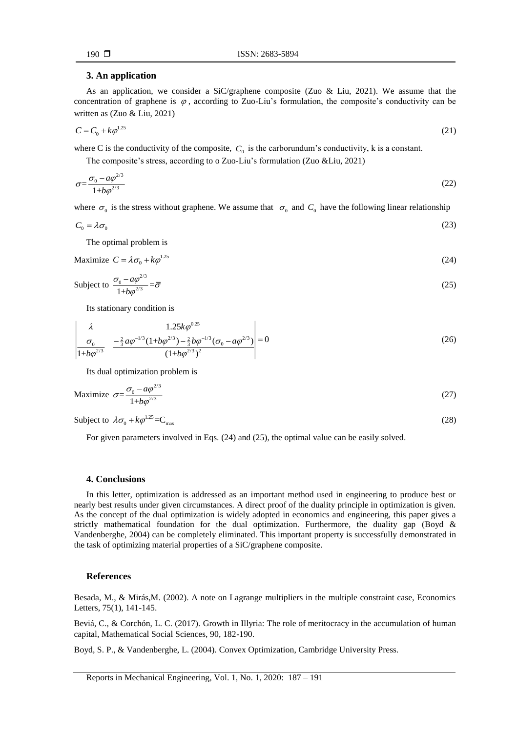### 3. An application

As an application, we consider a SiC/graphene composite (Zuo & Liu, 2021). We assume that the concentration of graphene is $\varphi$, according to Zuo-Liu's formulation, the composite's conductivity can be written as (Zuo & Liu, 2021)

$$C = C_0 + k\varphi^{1.25} \tag{21}$$

where C is the conductivity of the composite, $C_0$ is the carborundum's conductivity, k is a constant.

The composite's stress, according to o Zuo-Liu's formulation (Zuo &Liu, 2021)

$$\sigma = \frac{\sigma_0 - a\varphi^{2/3}}{1 + b\varphi^{2/3}} \tag{22}$$

where $\sigma_0$ is the stress without graphene. We assume that $\sigma_0$ and $C_0$ have the following linear relationship

$$C_0 = \lambda\sigma_0 \tag{23}$$

The optimal problem is

$$\text{Maximize } C = \lambda\sigma_0 + k\varphi^{1.25} \tag{24}$$

$$\text{Subject to } \frac{\sigma_0 - a\varphi^{2/3}}{1 + b\varphi^{2/3}} = \bar{\sigma} \tag{25}$$

Its stationary condition is

$$\begin{vmatrix} \lambda & 1.25k\varphi^{0.25} \\ \dfrac{\sigma_0}{1 + b\varphi^{2/3}} & \dfrac{-\frac{2}{3}a\varphi^{-1/3}(1 + b\varphi^{2/3}) - \frac{2}{3}b\varphi^{-1/3}(\sigma_0 - a\varphi^{2/3})}{(1 + b\varphi^{2/3})^2} \end{vmatrix} = 0 \tag{26}$$

Its dual optimization problem is

$$\text{Maximize } \sigma = \frac{\sigma_0 - a\varphi^{2/3}}{1 + b\varphi^{2/3}} \tag{27}$$

$$\text{Subject to } \lambda\sigma_0 + k\varphi^{1.25} = C_{max} \tag{28}$$

For given parameters involved in Eqs. (24) and (25), the optimal value can be easily solved.

### 4. Conclusions

In this letter, optimization is addressed as an important method used in engineering to produce best or nearly best results under given circumstances. A direct proof of the duality principle in optimization is given. As the concept of the dual optimization is widely adopted in economics and engineering, this paper gives a strictly mathematical foundation for the dual optimization. Furthermore, the duality gap (Boyd & Vandenberghe, 2004) can be completely eliminated. This important property is successfully demonstrated in the task of optimizing material properties of a SiC/graphene composite.

### References

Besada, M., & Mirás,M. (2002). A note on Lagrange multipliers in the multiple constraint case, Economics Letters, 75(1), 141-145.

Beviá, C., & Corchón, L. C. (2017). Growth in Illyria: The role of meritocracy in the accumulation of human capital, Mathematical Social Sciences, 90, 182-190.

Boyd, S. P., & Vandenberghe, L. (2004). Convex Optimization, Cambridge University Press.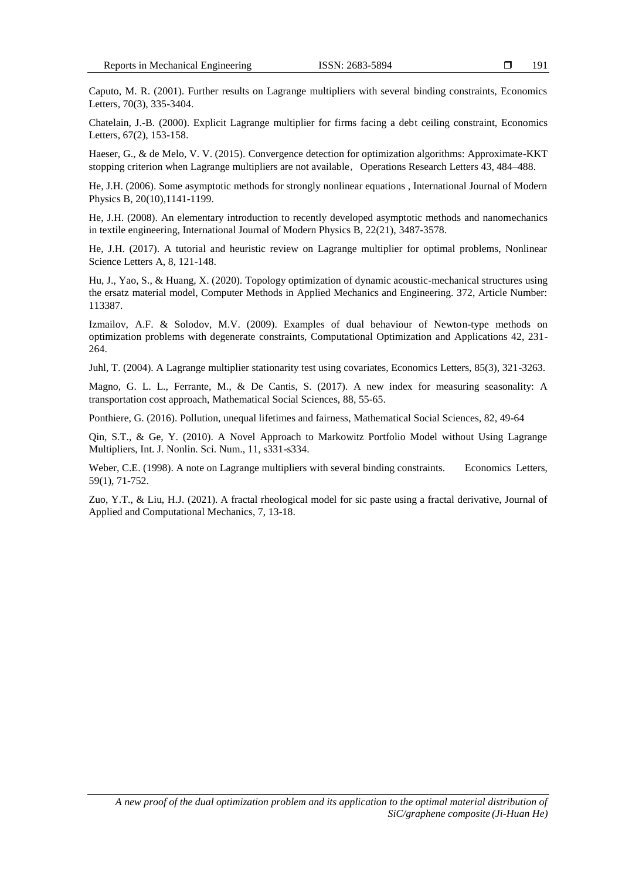Caputo, M. R. (2001). Further results on Lagrange multipliers with several binding constraints, Economics Letters, 70(3), 335-3404.

Chatelain, J.-B. (2000). Explicit Lagrange multiplier for firms facing a debt ceiling constraint, Economics Letters, 67(2), 153-158.

Haeser, G., & de Melo, V. V. (2015). Convergence detection for optimization algorithms: Approximate-KKT stopping criterion when Lagrange multipliers are not available, Operations Research Letters 43, 484–488.

He, J.H. (2006). Some asymptotic methods for strongly nonlinear equations , International Journal of Modern Physics B, 20(10),1141-1199.

He, J.H. (2008). An elementary introduction to recently developed asymptotic methods and nanomechanics in textile engineering, International Journal of Modern Physics B, 22(21), 3487-3578.

He, J.H. (2017). A tutorial and heuristic review on Lagrange multiplier for optimal problems, Nonlinear Science Letters A, 8, 121-148.

Hu, J., Yao, S., & Huang, X. (2020). Topology optimization of dynamic acoustic-mechanical structures using the ersatz material model, Computer Methods in Applied Mechanics and Engineering. 372, Article Number: 113387.

Izmailov, A.F. & Solodov, M.V. (2009). Examples of dual behaviour of Newton-type methods on optimization problems with degenerate constraints, Computational Optimization and Applications 42, 231-264.

Juhl, T. (2004). A Lagrange multiplier stationarity test using covariates, Economics Letters, 85(3), 321-3263.

Magno, G. L. L., Ferrante, M., & De Cantis, S. (2017). A new index for measuring seasonality: A transportation cost approach, Mathematical Social Sciences, 88, 55-65.

Ponthiere, G. (2016). Pollution, unequal lifetimes and fairness, Mathematical Social Sciences, 82, 49-64

Qin, S.T., & Ge, Y. (2010). A Novel Approach to Markowitz Portfolio Model without Using Lagrange Multipliers, Int. J. Nonlin. Sci. Num., 11, s331-s334.

Weber, C.E. (1998). A note on Lagrange multipliers with several binding constraints. Economics Letters, 59(1), 71-752.

Zuo, Y.T., & Liu, H.J. (2021). A fractal rheological model for sic paste using a fractal derivative, Journal of Applied and Computational Mechanics, 7, 13-18.